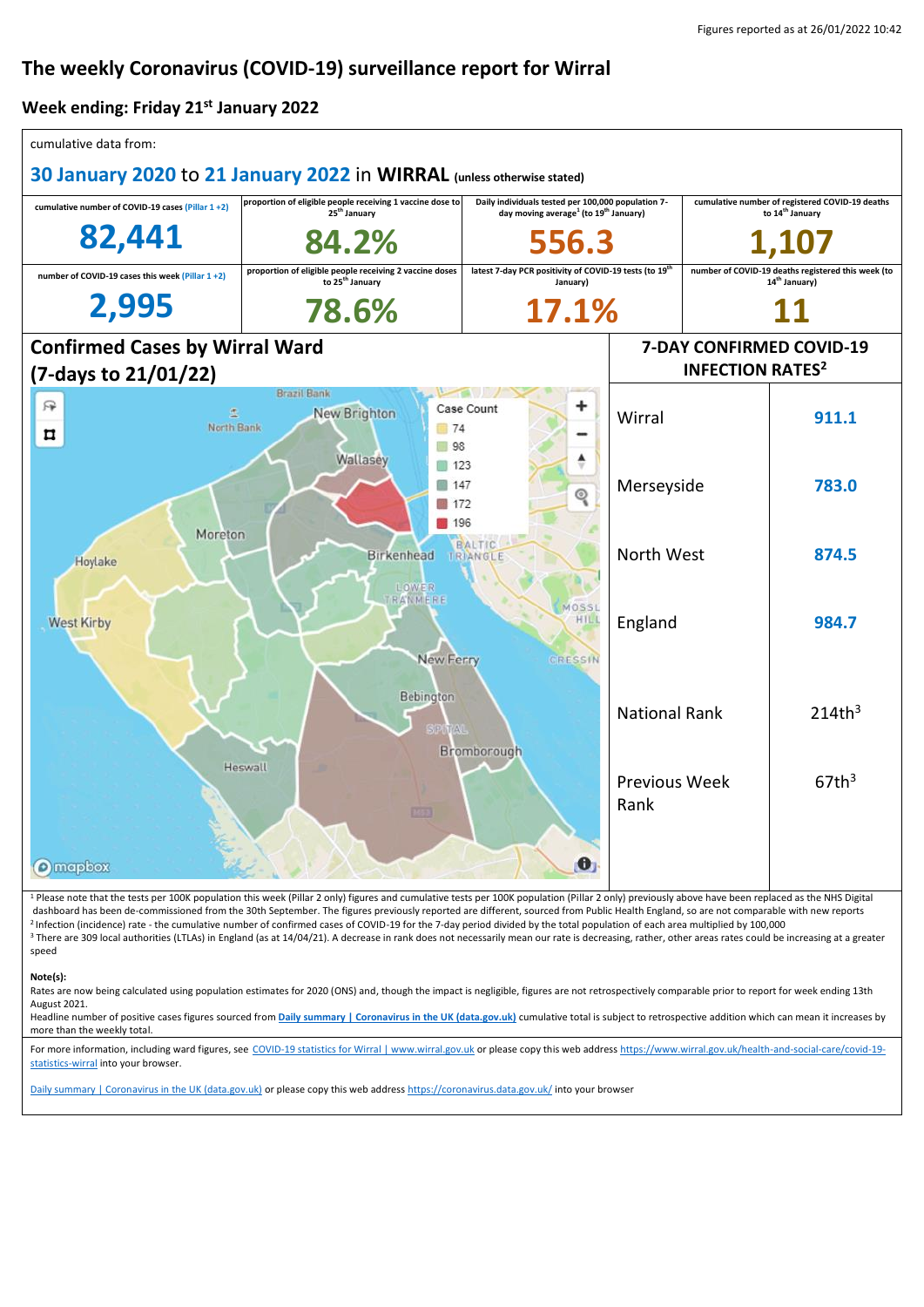Figures reported as at 26/01/2022 10:42

# The weekly Coronavirus (COVID-19) surveillance report for Wirral

## Week ending: Friday 21st January 2022

cumulative data from:

**30 January 2020 to 21 January 2022 in WIRRAL** (unless otherwise stated)

| cumulative number of COVID-19 cases (Pillar 1 +2) | proportion of eligible people receiving 1 vaccine dose to 25th January | Daily individuals tested per 100,000 population 7-day moving average[1] (to 19th January) | cumulative number of registered COVID-19 deaths to 14th January |
|---|---|---|---|
| **82,441** | **84.2%** | **556.3** | **1,107** |
| **number of COVID-19 cases this week (Pillar 1 +2)** | **proportion of eligible people receiving 2 vaccine doses to 25th January** | **latest 7-day PCR positivity of COVID-19 tests (to 19th January)** | **number of COVID-19 deaths registered this week (to 14th January)** |
| **2,995** | **78.6%** | **17.1%** | **11** |

## Confirmed Cases by Wirral Ward (7-days to 21/01/22)

Case Count: 74, 98, 123, 147, 172, 196

## 7-DAY CONFIRMED COVID-19 INFECTION RATES[2]

| Area | Rate |
|---|---|
| Wirral | 911.1 |
| Merseyside | 783.0 |
| North West | 874.5 |
| England | 984.7 |
| National Rank | 214th[3] |
| Previous Week Rank | 67th[3] |

[1] Please note that the tests per 100K population this week (Pillar 2 only) figures and cumulative tests per 100K population (Pillar 2 only) previously above have been replaced as the NHS Digital dashboard has been de-commissioned from the 30th September. The figures previously reported are different, sourced from Public Health England, so are not comparable with new reports

[2] Infection (incidence) rate - the cumulative number of confirmed cases of COVID-19 for the 7-day period divided by the total population of each area multiplied by 100,000

[3] There are 309 local authorities (LTLAs) in England (as at 14/04/21). A decrease in rank does not necessarily mean our rate is decreasing, rather, other areas rates could be increasing at a greater speed

**Note(s):**

Rates are now being calculated using population estimates for 2020 (ONS) and, though the impact is negligible, figures are not retrospectively comparable prior to report for week ending 13th August 2021.

Headline number of positive cases figures sourced from Daily summary | Coronavirus in the UK (data.gov.uk) cumulative total is subject to retrospective addition which can mean it increases by more than the weekly total.

For more information, including ward figures, see COVID-19 statistics for Wirral | www.wirral.gov.uk or please copy this web address https://www.wirral.gov.uk/health-and-social-care/covid-19-statistics-wirral into your browser.

Daily summary | Coronavirus in the UK (data.gov.uk) or please copy this web address https://coronavirus.data.gov.uk/ into your browser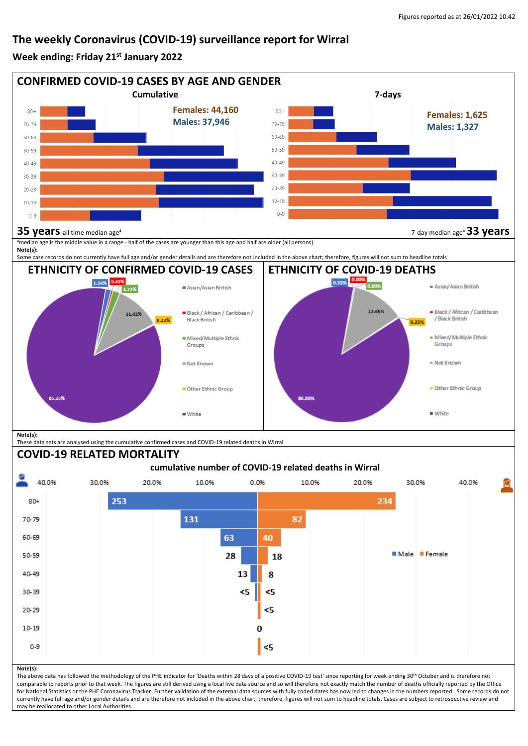Figures reported as at 26/01/2022 10:42

# The weekly Coronavirus (COVID-19) surveillance report for Wirral

**Week ending: Friday 21st January 2022**

## CONFIRMED COVID-19 CASES BY AGE AND GENDER

**Cumulative**

Females: 44,160
Males: 37,946

Age groups: 80+, 70-79, 60-69, 50-59, 40-49, 30-39, 20-29, 10-19, 0-9

**35 years** all time median age[4]

**7-days**

Females: 1,625
Males: 1,327

Age groups: 80+, 70-79, 60-69, 50-59, 40-49, 30-39, 20-29, 10-19, 0-9

7-day median age[4] **33 years**

[4]median age is the middle value in a range - half of the cases are younger than this age and half are older (all persons)

**Note(s):**
Some case records do not currently have full age and/or gender details and are therefore not included in the above chart; therefore, figures will not sum to headline totals

## ETHNICITY OF CONFIRMED COVID-19 CASES

| Ethnic group | % |
|---|---|
| Asian/Asian British | 1.34% |
| Black / African / Caribbean / Black British | 0.45% |
| Mixed/Multiple Ethnic Groups | 1.72% |
| Not Known | 11.02% |
| Other Ethnic Group | 0.22% |
| White | 85.25% |

## ETHNICITY OF COVID-19 DEATHS

| Ethnic group | % |
|---|---|
| Asian/Asian British | 0.33% |
| Black / African / Caribbean / Black British | 0.00% |
| Mixed/Multiple Ethnic Groups | 0.00% |
| Not Known | 12.65% |
| Other Ethnic Group | 0.22% |
| White | 86.80% |

**Note(s):**
These data sets are analysed using the cumulative confirmed cases and COVID-19 related deaths in Wirral

## COVID-19 RELATED MORTALITY

**cumulative number of COVID-19 related deaths in Wirral**

| Age | Male | Female |
|---|---|---|
| 80+ | 253 | 234 |
| 70-79 | 131 | 82 |
| 60-69 | 63 | 40 |
| 50-59 | 28 | 18 |
| 40-49 | 13 | 8 |
| 30-39 | <5 | <5 |
| 20-29 | | <5 |
| 10-19 | 0 | |
| 0-9 | | <5 |

**Note(s):**
The above data has followed the methodology of the PHE indicator for 'Deaths within 28 days of a positive COVID-19 test' since reporting for week ending 30th October and is therefore not comparable to reports prior to that week. The figures are still derived using a local live data source and so will therefore not exactly match the number of deaths officially reported by the Office for National Statistics or the PHE Coronavirus Tracker. Further validation of the external data sources with fully coded dates has now led to changes in the numbers reported. Some records do not currently have full age and/or gender details and are therefore not included in the above chart; therefore, figures will not sum to headline totals. Cases are subject to retrospective review and may be reallocated to other Local Authorities.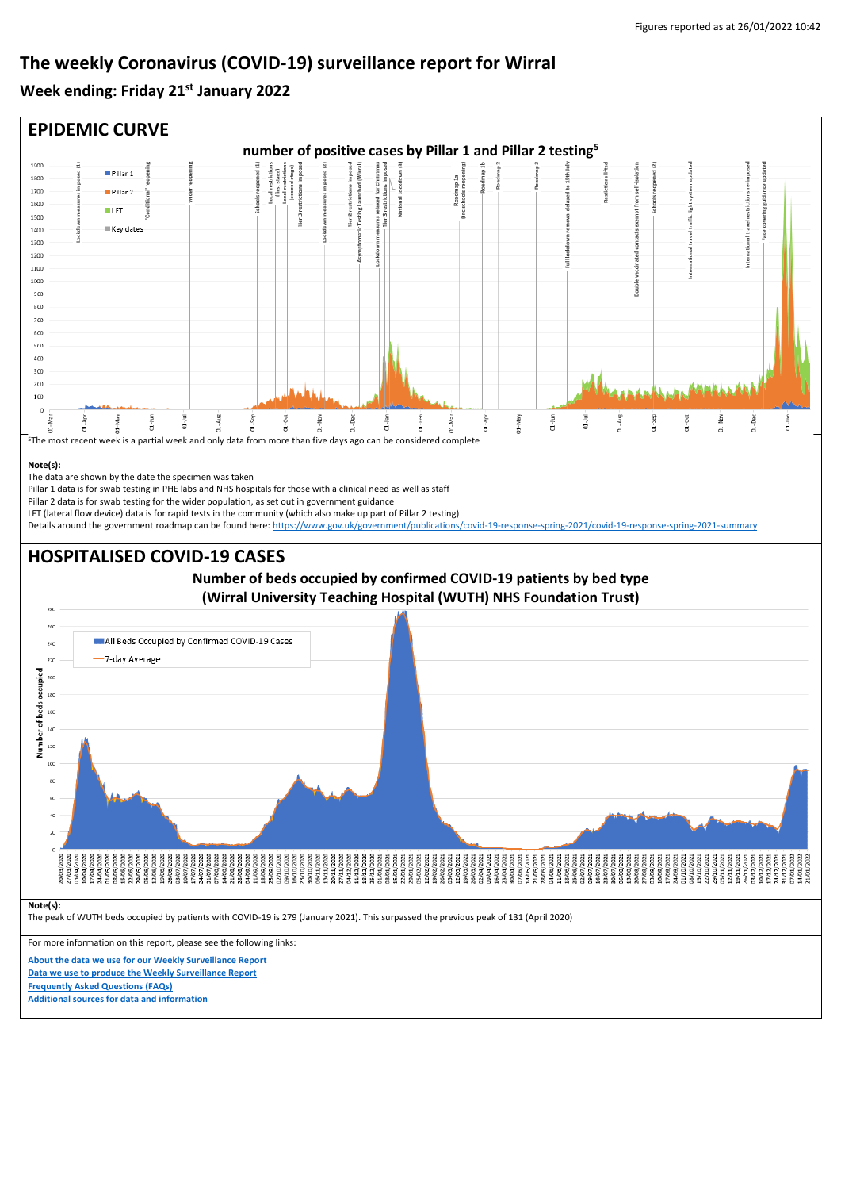Figures reported as at 26/01/2022 10:42

# The weekly Coronavirus (COVID-19) surveillance report for Wirral

## Week ending: Friday 21st January 2022

## EPIDEMIC CURVE

number of positive cases by Pillar 1 and Pillar 2 testing[5]

Pillar 1
Pillar 2
LFT
Key dates

Lockdown measures imposed (1)
'Conditional' reopening
Wider reopening
Schools reopened (1)
Local restrictions (first stage)
Local restrictions (second stage)
Tier 3 restrictions imposed
Lockdown measures imposed (2)
Tier 2 restrictions imposed
Asymptomatic Testing Launched (Wirral)
Lockdown measures relaxed for Christmas
Tier 3 restrictions imposed
National Lockdown (3)
Roadmap 1a (inc schools reopening)
Roadmap 1b
Roadmap 2
Roadmap 3
Full lockdown removal delayed to 19th July
Restrictions lifted
Double vaccinated contacts exempt from self-isolation
Schools reopened (2)
International travel traffic light system updated
International travel restrictions re-imposed
Face covering guidance updated

0
100
200
300
400
500
600
700
800
900
1000
1100
1200
1300
1400
1500
1600
1700
1800
1900

01-Mar
01-Apr
01-May
01-Jun
01-Jul
01-Aug
01-Sep
01-Oct
01-Nov
01-Dec
01-Jan
01-Feb
01-Mar
01-Apr
01-May
01-Jun
01-Jul
01-Aug
01-Sep
01-Oct
01-Nov
01-Dec
01-Jan

[5]The most recent week is a partial week and only data from more than five days ago can be considered complete

**Note(s):**

The data are shown by the date the specimen was taken

Pillar 1 data is for swab testing in PHE labs and NHS hospitals for those with a clinical need as well as staff

Pillar 2 data is for swab testing for the wider population, as set out in government guidance

LFT (lateral flow device) data is for rapid tests in the community (which also make up part of Pillar 2 testing)

Details around the government roadmap can be found here: https://www.gov.uk/government/publications/covid-19-response-spring-2021/covid-19-response-spring-2021-summary

## HOSPITALISED COVID-19 CASES

**Number of beds occupied by confirmed COVID-19 patients by bed type (Wirral University Teaching Hospital (WUTH) NHS Foundation Trust)**

All Beds Occupied by Confirmed COVID-19 Cases
7-day Average

Number of beds occupied

0
20
40
60
80
100
120
140
160
180
200
220
240
260
280

**Note(s):**

The peak of WUTH beds occupied by patients with COVID-19 is 279 (January 2021). This surpassed the previous peak of 131 (April 2020)

For more information on this report, please see the following links:

**About the data we use for our Weekly Surveillance Report**

**Data we use to produce the Weekly Surveillance Report**

**Frequently Asked Questions (FAQs)**

**Additional sources for data and information**